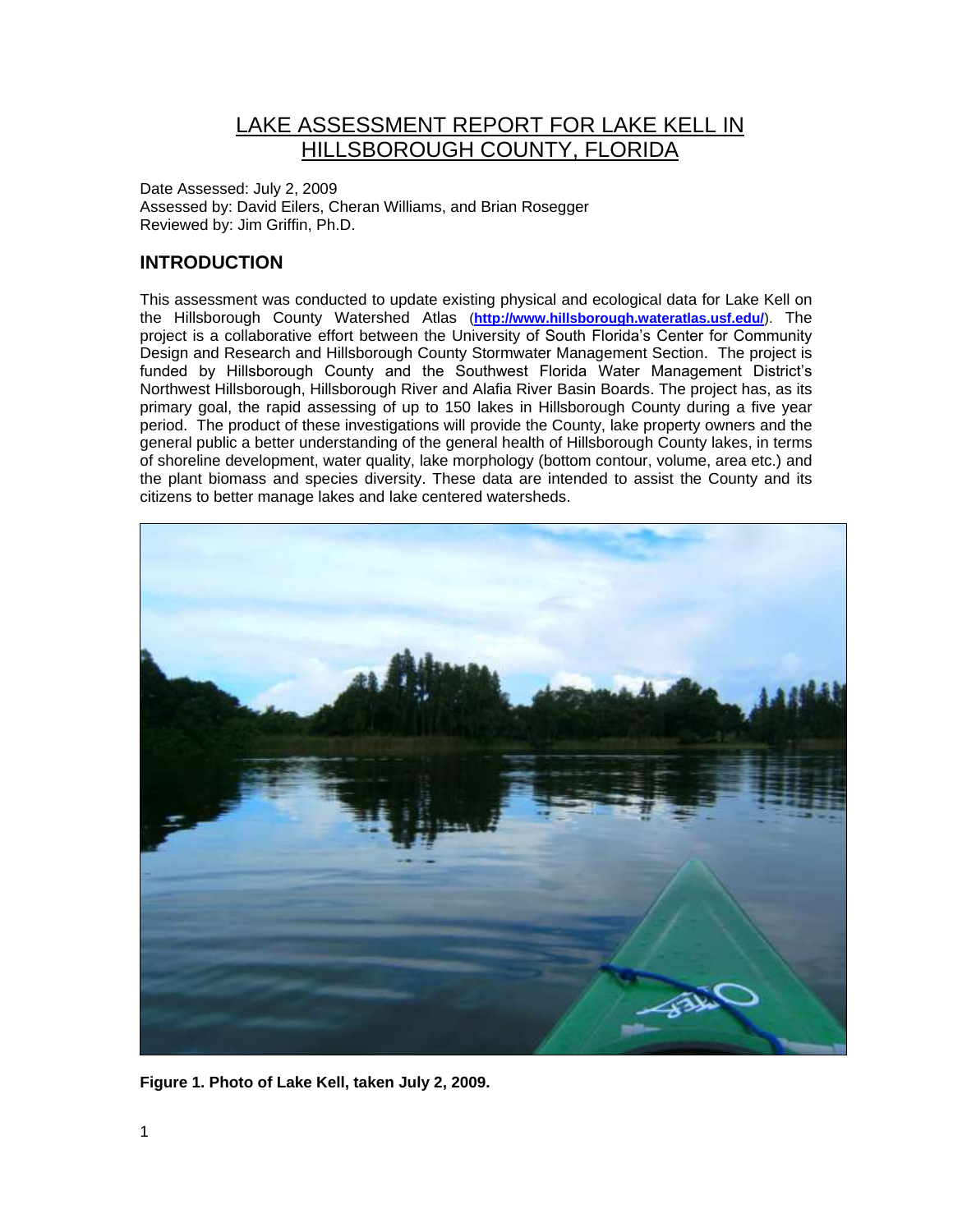# LAKE ASSESSMENT REPORT FOR LAKE KELL IN HILLSBOROUGH COUNTY, FLORIDA

Date Assessed: July 2, 2009
Assessed by: David Eilers, Cheran Williams, and Brian Rosegger
Reviewed by: Jim Griffin, Ph.D.

## INTRODUCTION

This assessment was conducted to update existing physical and ecological data for Lake Kell on the Hillsborough County Watershed Atlas (**http://www.hillsborough.wateratlas.usf.edu/**). The project is a collaborative effort between the University of South Florida's Center for Community Design and Research and Hillsborough County Stormwater Management Section. The project is funded by Hillsborough County and the Southwest Florida Water Management District's Northwest Hillsborough, Hillsborough River and Alafia River Basin Boards. The project has, as its primary goal, the rapid assessing of up to 150 lakes in Hillsborough County during a five year period. The product of these investigations will provide the County, lake property owners and the general public a better understanding of the general health of Hillsborough County lakes, in terms of shoreline development, water quality, lake morphology (bottom contour, volume, area etc.) and the plant biomass and species diversity. These data are intended to assist the County and its citizens to better manage lakes and lake centered watersheds.

**Figure 1. Photo of Lake Kell, taken July 2, 2009.**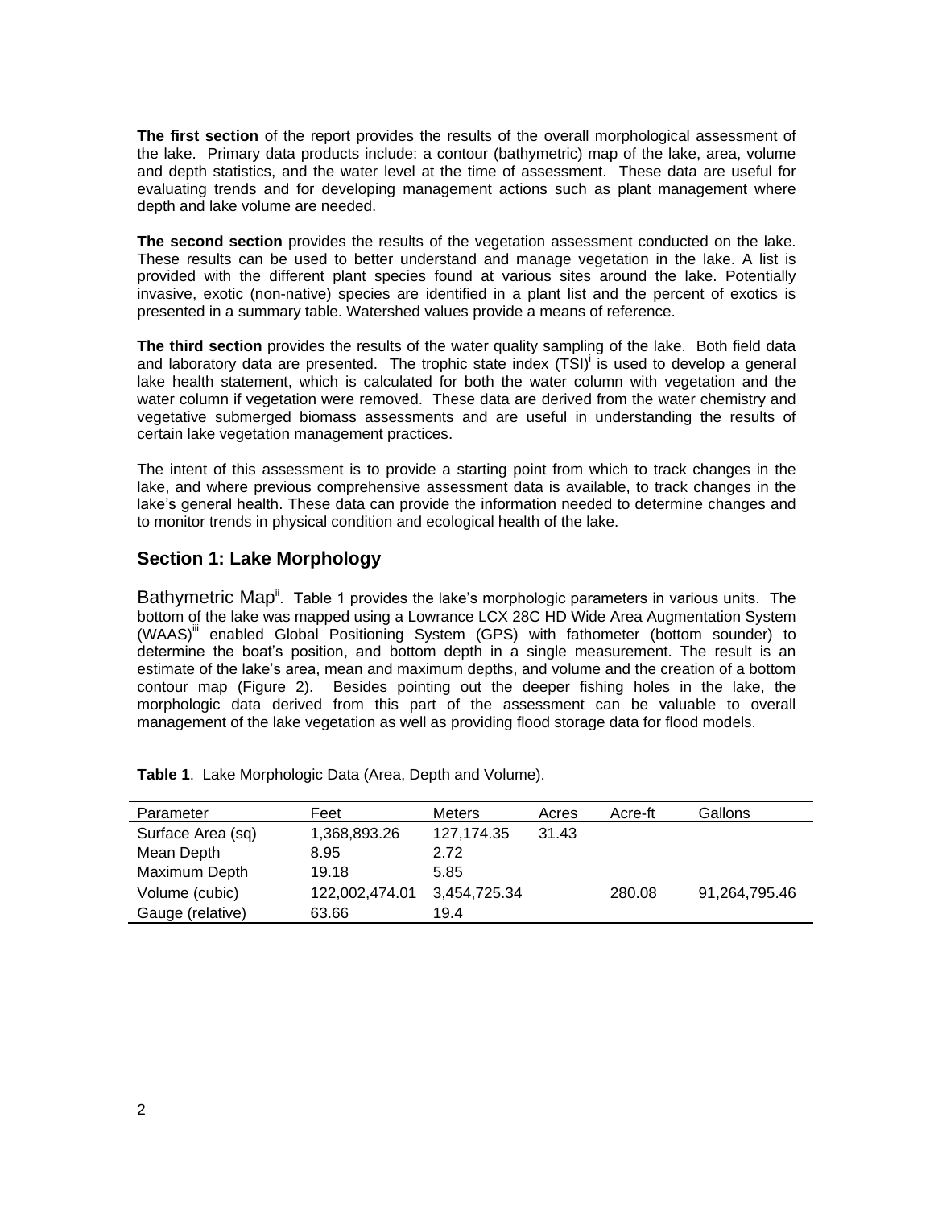**The first section** of the report provides the results of the overall morphological assessment of the lake. Primary data products include: a contour (bathymetric) map of the lake, area, volume and depth statistics, and the water level at the time of assessment. These data are useful for evaluating trends and for developing management actions such as plant management where depth and lake volume are needed.

**The second section** provides the results of the vegetation assessment conducted on the lake. These results can be used to better understand and manage vegetation in the lake. A list is provided with the different plant species found at various sites around the lake. Potentially invasive, exotic (non-native) species are identified in a plant list and the percent of exotics is presented in a summary table. Watershed values provide a means of reference.

**The third section** provides the results of the water quality sampling of the lake. Both field data and laboratory data are presented. The trophic state index (TSI)[i] is used to develop a general lake health statement, which is calculated for both the water column with vegetation and the water column if vegetation were removed. These data are derived from the water chemistry and vegetative submerged biomass assessments and are useful in understanding the results of certain lake vegetation management practices.

The intent of this assessment is to provide a starting point from which to track changes in the lake, and where previous comprehensive assessment data is available, to track changes in the lake's general health. These data can provide the information needed to determine changes and to monitor trends in physical condition and ecological health of the lake.

## Section 1: Lake Morphology

Bathymetric Map[ii]. Table 1 provides the lake's morphologic parameters in various units. The bottom of the lake was mapped using a Lowrance LCX 28C HD Wide Area Augmentation System (WAAS)[iii] enabled Global Positioning System (GPS) with fathometer (bottom sounder) to determine the boat's position, and bottom depth in a single measurement. The result is an estimate of the lake's area, mean and maximum depths, and volume and the creation of a bottom contour map (Figure 2). Besides pointing out the deeper fishing holes in the lake, the morphologic data derived from this part of the assessment can be valuable to overall management of the lake vegetation as well as providing flood storage data for flood models.

**Table 1**. Lake Morphologic Data (Area, Depth and Volume).

| Parameter | Feet | Meters | Acres | Acre-ft | Gallons |
|---|---|---|---|---|---|
| Surface Area (sq) | 1,368,893.26 | 127,174.35 | 31.43 | | |
| Mean Depth | 8.95 | 2.72 | | | |
| Maximum Depth | 19.18 | 5.85 | | | |
| Volume (cubic) | 122,002,474.01 | 3,454,725.34 | | 280.08 | 91,264,795.46 |
| Gauge (relative) | 63.66 | 19.4 | | | |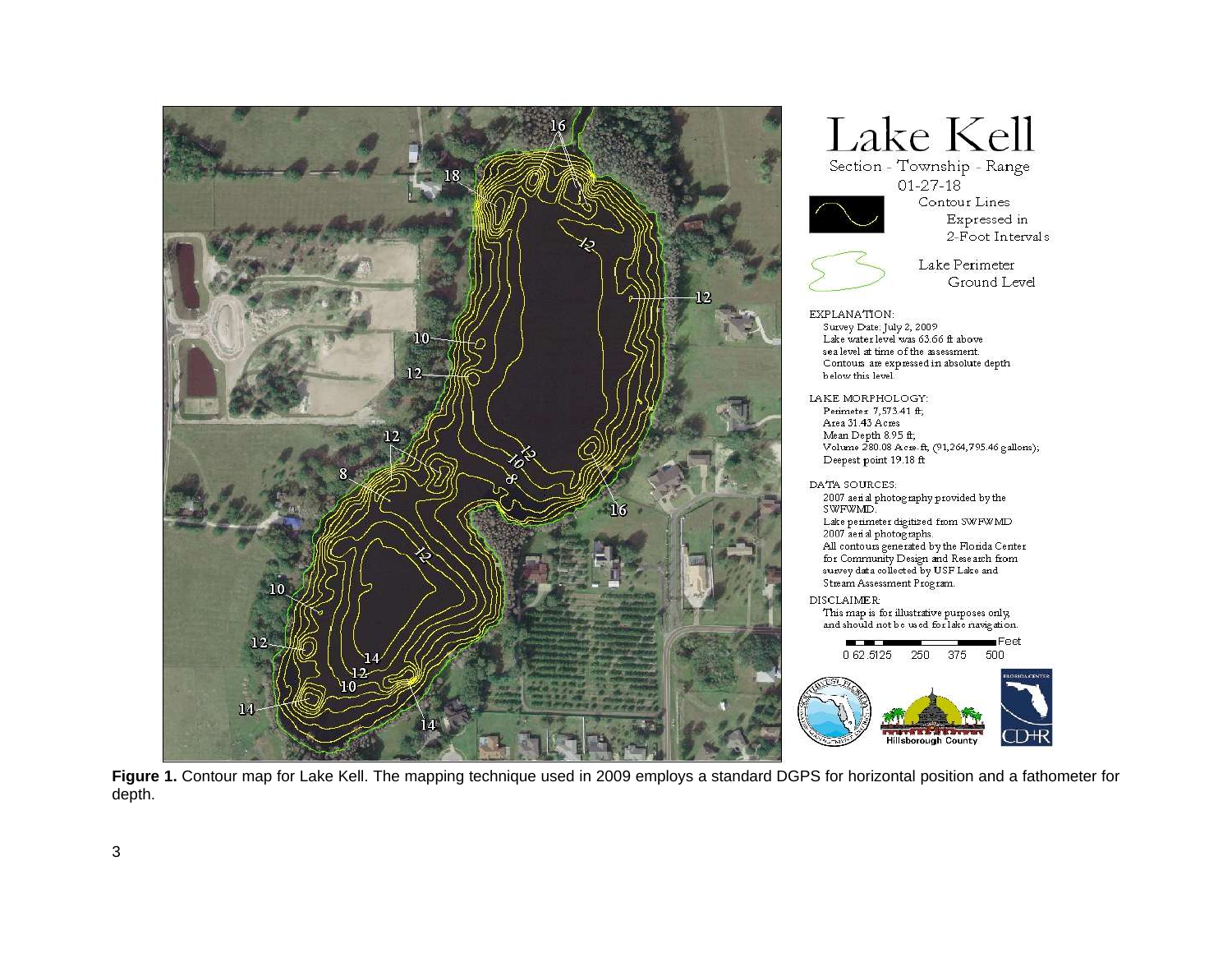# Lake Kell

Section - Township - Range

01-27-18

Contour Lines Expressed in 2-Foot Intervals

Lake Perimeter Ground Level

EXPLANATION:
Survey Date: July 2, 2009
Lake water level was 63.66 ft above sea level at time of the assessment.
Contours are expressed in absolute depth below this level.

LAKE MORPHOLOGY:
Perimeter 7,573.41 ft;
Area 31.43 Acres
Mean Depth 8.95 ft;
Volume 280.08 Acre-ft, (91,264,795.46 gallons);
Deepest point 19.18 ft

DATA SOURCES:
2007 aerial photography provided by the SWFWMD.
Lake perimeter digitized from SWFWMD 2007 aerial photographs.
All contours generated by the Florida Center for Community Design and Research from survey data collected by USF Lake and Stream Assessment Program.

DISCLAIMER:
This map is for illustrative purposes only, and should not be used for lake navigation.

Feet: 0 62.5125 250 375 500

**Figure 1.** Contour map for Lake Kell. The mapping technique used in 2009 employs a standard DGPS for horizontal position and a fathometer for depth.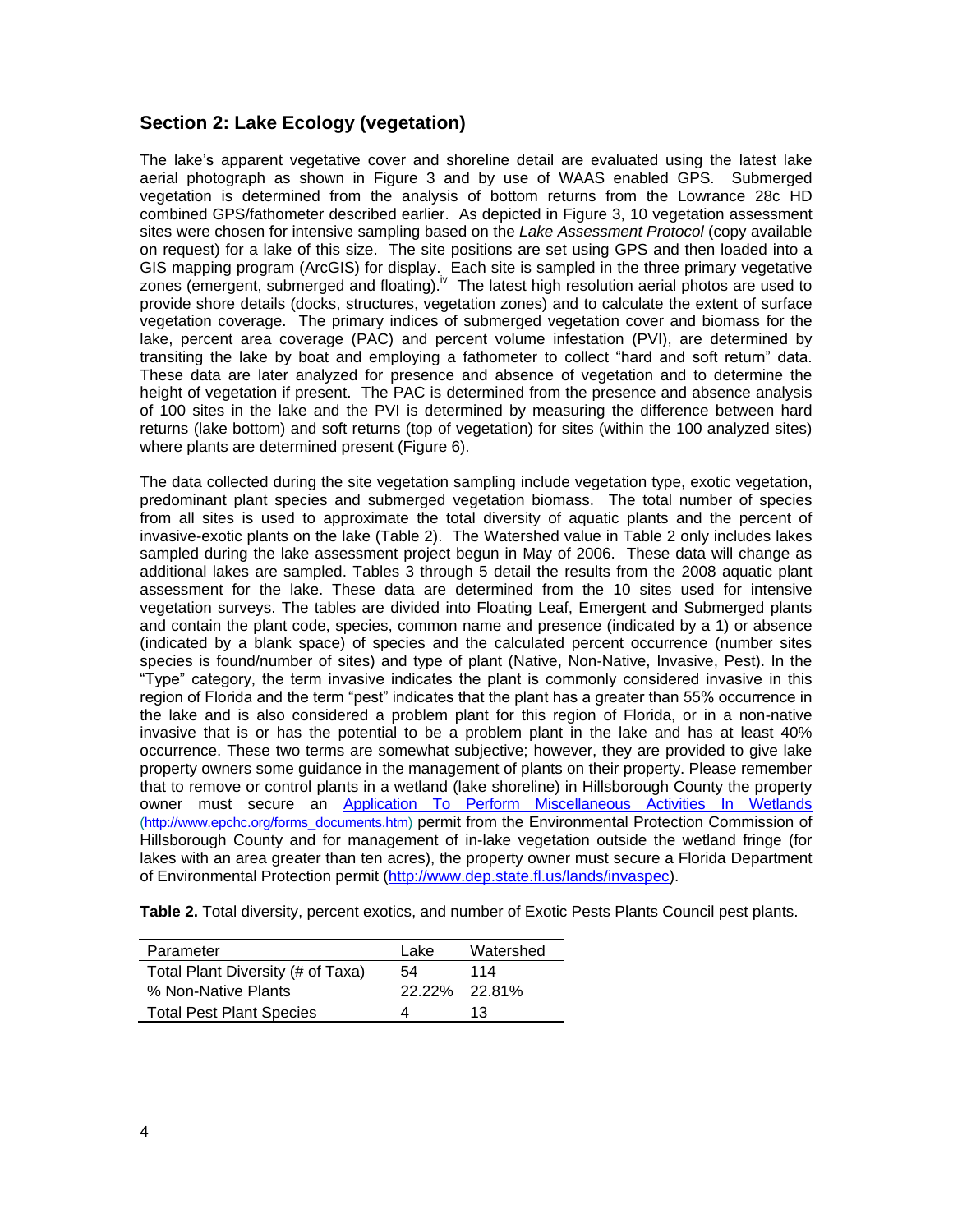## Section 2: Lake Ecology (vegetation)

The lake's apparent vegetative cover and shoreline detail are evaluated using the latest lake aerial photograph as shown in Figure 3 and by use of WAAS enabled GPS. Submerged vegetation is determined from the analysis of bottom returns from the Lowrance 28c HD combined GPS/fathometer described earlier. As depicted in Figure 3, 10 vegetation assessment sites were chosen for intensive sampling based on the *Lake Assessment Protocol* (copy available on request) for a lake of this size. The site positions are set using GPS and then loaded into a GIS mapping program (ArcGIS) for display. Each site is sampled in the three primary vegetative zones (emergent, submerged and floating).[iv] The latest high resolution aerial photos are used to provide shore details (docks, structures, vegetation zones) and to calculate the extent of surface vegetation coverage. The primary indices of submerged vegetation cover and biomass for the lake, percent area coverage (PAC) and percent volume infestation (PVI), are determined by transiting the lake by boat and employing a fathometer to collect "hard and soft return" data. These data are later analyzed for presence and absence of vegetation and to determine the height of vegetation if present. The PAC is determined from the presence and absence analysis of 100 sites in the lake and the PVI is determined by measuring the difference between hard returns (lake bottom) and soft returns (top of vegetation) for sites (within the 100 analyzed sites) where plants are determined present (Figure 6).

The data collected during the site vegetation sampling include vegetation type, exotic vegetation, predominant plant species and submerged vegetation biomass. The total number of species from all sites is used to approximate the total diversity of aquatic plants and the percent of invasive-exotic plants on the lake (Table 2). The Watershed value in Table 2 only includes lakes sampled during the lake assessment project begun in May of 2006. These data will change as additional lakes are sampled. Tables 3 through 5 detail the results from the 2008 aquatic plant assessment for the lake. These data are determined from the 10 sites used for intensive vegetation surveys. The tables are divided into Floating Leaf, Emergent and Submerged plants and contain the plant code, species, common name and presence (indicated by a 1) or absence (indicated by a blank space) of species and the calculated percent occurrence (number sites species is found/number of sites) and type of plant (Native, Non-Native, Invasive, Pest). In the "Type" category, the term invasive indicates the plant is commonly considered invasive in this region of Florida and the term "pest" indicates that the plant has a greater than 55% occurrence in the lake and is also considered a problem plant for this region of Florida, or in a non-native invasive that is or has the potential to be a problem plant in the lake and has at least 40% occurrence. These two terms are somewhat subjective; however, they are provided to give lake property owners some guidance in the management of plants on their property. Please remember that to remove or control plants in a wetland (lake shoreline) in Hillsborough County the property owner must secure an Application To Perform Miscellaneous Activities In Wetlands (http://www.epchc.org/forms_documents.htm) permit from the Environmental Protection Commission of Hillsborough County and for management of in-lake vegetation outside the wetland fringe (for lakes with an area greater than ten acres), the property owner must secure a Florida Department of Environmental Protection permit (http://www.dep.state.fl.us/lands/invaspec).

**Table 2.** Total diversity, percent exotics, and number of Exotic Pests Plants Council pest plants.

| Parameter | Lake | Watershed |
|---|---|---|
| Total Plant Diversity (# of Taxa) | 54 | 114 |
| % Non-Native Plants | 22.22% | 22.81% |
| Total Pest Plant Species | 4 | 13 |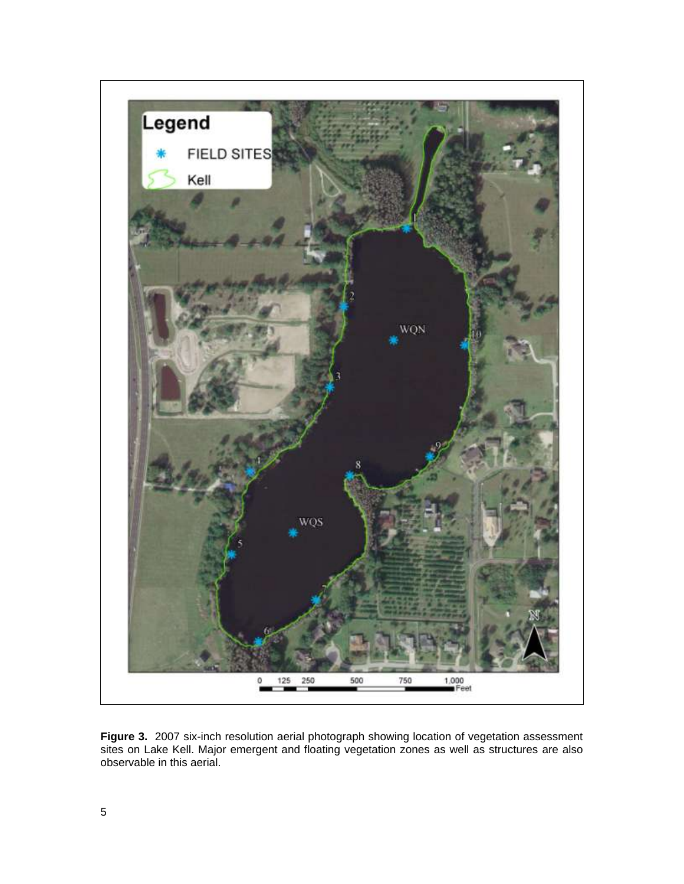**Figure 3.** 2007 six-inch resolution aerial photograph showing location of vegetation assessment sites on Lake Kell. Major emergent and floating vegetation zones as well as structures are also observable in this aerial.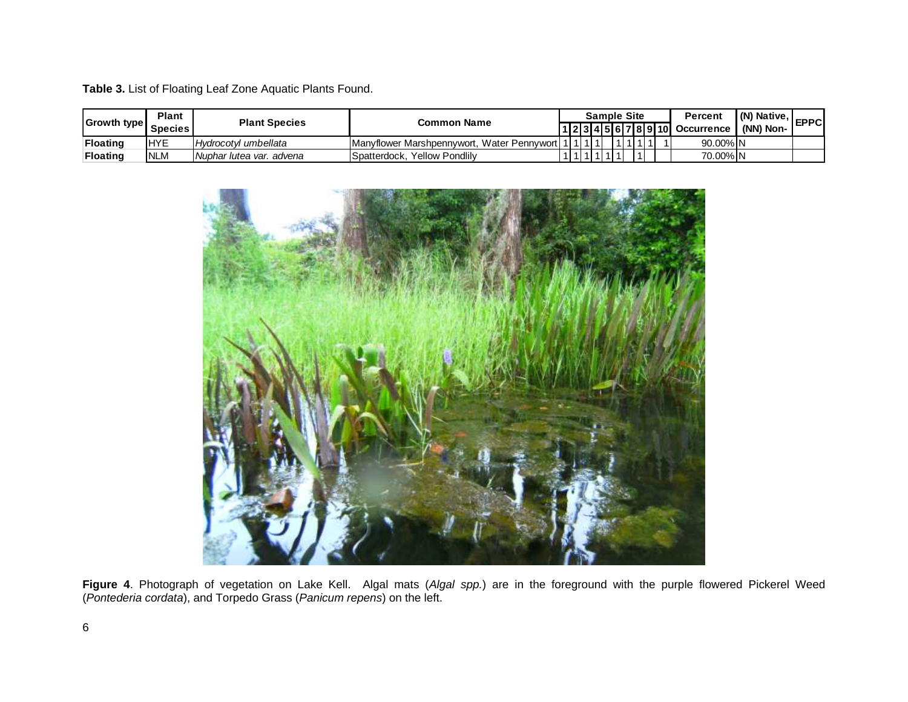**Table 3.** List of Floating Leaf Zone Aquatic Plants Found.

| Growth type | Plant Species | Plant Species | Common Name | Sample Site | | | | | | | | | | Percent Occurrence | (N) Native, (NN) Non- | EPPC |
|---|---|---|---|---|---|---|---|---|---|---|---|---|---|---|---|---|
| | | | | 1 | 2 | 3 | 4 | 5 | 6 | 7 | 8 | 9 | 10 | | | |
| **Floating** | HYE | *Hydrocotyl umbellata* | Manyflower Marshpennywort, Water Pennywort | 1 | 1 | 1 | 1 | | 1 | 1 | 1 | 1 | 1 | 90.00% | N | |
| **Floating** | NLM | *Nuphar lutea var. advena* | Spatterdock, Yellow Pondlily | 1 | 1 | 1 | 1 | 1 | 1 | | 1 | | | 70.00% | N | |

**Figure 4**. Photograph of vegetation on Lake Kell. Algal mats (*Algal spp.*) are in the foreground with the purple flowered Pickerel Weed (*Pontederia cordata*), and Torpedo Grass (*Panicum repens*) on the left.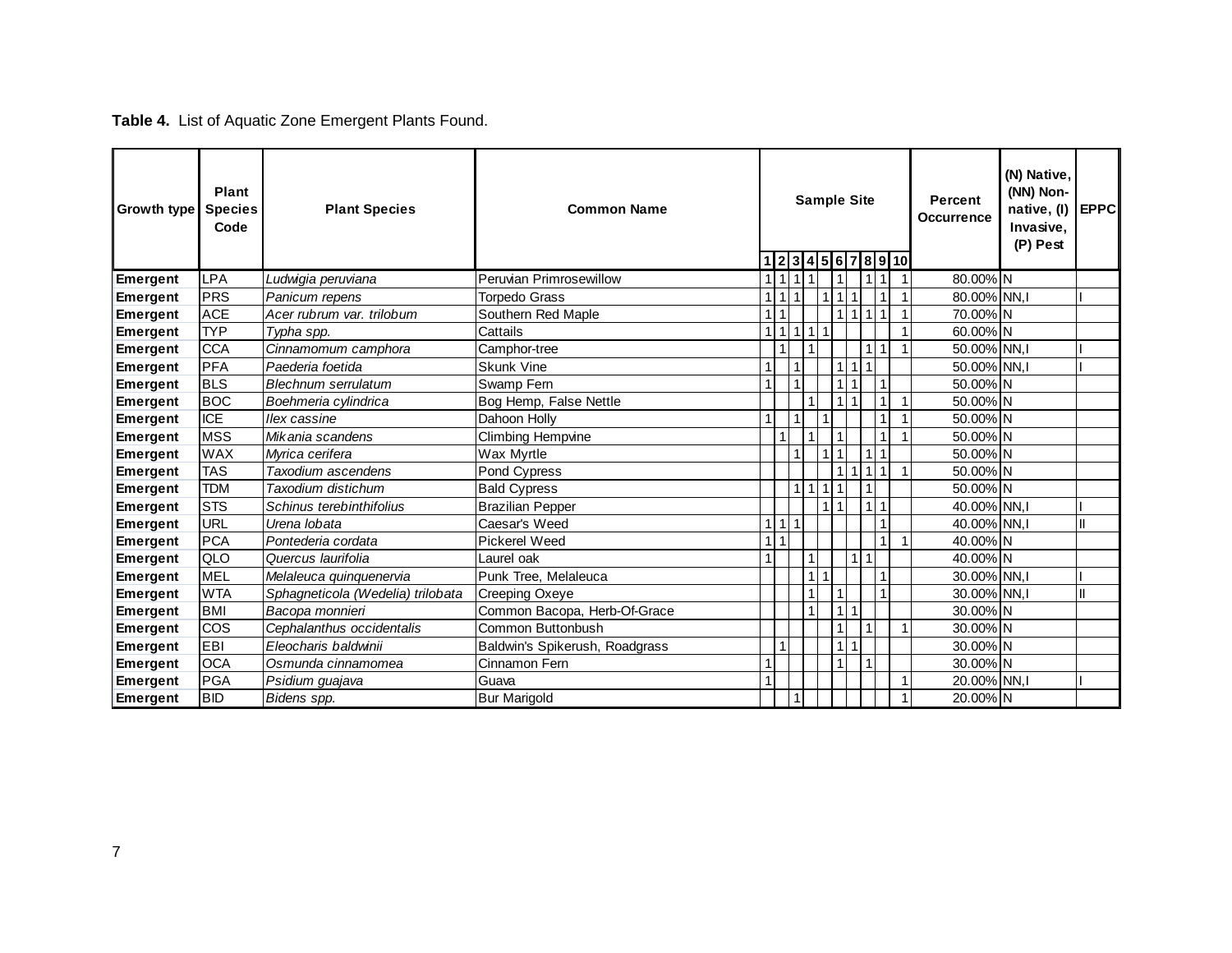**Table 4.** List of Aquatic Zone Emergent Plants Found.

| Growth type | Plant Species Code | Plant Species | Common Name | Sample Site | | | | | | | | | | Percent Occurrence | (N) Native, (NN) Non-native, (I) Invasive, (P) Pest | EPPC |
|---|---|---|---|---|---|---|---|---|---|---|---|---|---|---|---|---|
| | | | | 1 | 2 | 3 | 4 | 5 | 6 | 7 | 8 | 9 | 10 | | | |
| **Emergent** | LPA | *Ludwigia peruviana* | Peruvian Primrosewillow | 1 | 1 | 1 | 1 | | 1 | | 1 | 1 | 1 | 80.00% | N | |
| **Emergent** | PRS | *Panicum repens* | Torpedo Grass | 1 | 1 | 1 | | 1 | 1 | 1 | | 1 | 1 | 80.00% | NN,I | I |
| **Emergent** | ACE | *Acer rubrum var. trilobum* | Southern Red Maple | 1 | 1 | | | | 1 | 1 | 1 | 1 | 1 | 70.00% | N | |
| **Emergent** | TYP | *Typha spp.* | Cattails | 1 | 1 | 1 | 1 | 1 | | | | | 1 | 60.00% | N | |
| **Emergent** | CCA | *Cinnamomum camphora* | Camphor-tree | | 1 | | 1 | | | | 1 | 1 | 1 | 50.00% | NN,I | I |
| **Emergent** | PFA | *Paederia foetida* | Skunk Vine | 1 | | 1 | | | 1 | 1 | 1 | | | 50.00% | NN,I | I |
| **Emergent** | BLS | *Blechnum serrulatum* | Swamp Fern | 1 | | 1 | | | 1 | 1 | | 1 | | 50.00% | N | |
| **Emergent** | BOC | *Boehmeria cylindrica* | Bog Hemp, False Nettle | | | | 1 | | 1 | 1 | | 1 | 1 | 50.00% | N | |
| **Emergent** | ICE | *Ilex cassine* | Dahoon Holly | 1 | | 1 | | 1 | | | | 1 | 1 | 50.00% | N | |
| **Emergent** | MSS | *Mikania scandens* | Climbing Hempvine | | 1 | | 1 | | 1 | | | 1 | 1 | 50.00% | N | |
| **Emergent** | WAX | *Myrica cerifera* | Wax Myrtle | | | 1 | | 1 | 1 | | 1 | 1 | | 50.00% | N | |
| **Emergent** | TAS | *Taxodium ascendens* | Pond Cypress | | | | | | 1 | 1 | 1 | 1 | 1 | 50.00% | N | |
| **Emergent** | TDM | *Taxodium distichum* | Bald Cypress | | | 1 | 1 | 1 | 1 | | 1 | | | 50.00% | N | |
| **Emergent** | STS | *Schinus terebinthifolius* | Brazilian Pepper | | | | | 1 | 1 | | 1 | 1 | | 40.00% | NN,I | I |
| **Emergent** | URL | *Urena lobata* | Caesar's Weed | 1 | 1 | 1 | | | | | | 1 | | 40.00% | NN,I | II |
| **Emergent** | PCA | *Pontederia cordata* | Pickerel Weed | 1 | 1 | | | | | | | 1 | 1 | 40.00% | N | |
| **Emergent** | QLO | *Quercus laurifolia* | Laurel oak | 1 | | | 1 | | | 1 | 1 | | | 40.00% | N | |
| **Emergent** | MEL | *Melaleuca quinquenervia* | Punk Tree, Melaleuca | | | | 1 | 1 | | | | 1 | | 30.00% | NN,I | I |
| **Emergent** | WTA | *Sphagneticola (Wedelia) trilobata* | Creeping Oxeye | | | | 1 | | 1 | | | 1 | | 30.00% | NN,I | II |
| **Emergent** | BMI | *Bacopa monnieri* | Common Bacopa, Herb-Of-Grace | | | | 1 | | 1 | 1 | | | | 30.00% | N | |
| **Emergent** | COS | *Cephalanthus occidentalis* | Common Buttonbush | | | | | | 1 | | 1 | | 1 | 30.00% | N | |
| **Emergent** | EBI | *Eleocharis baldwinii* | Baldwin's Spikerush, Roadgrass | | 1 | | | | 1 | 1 | | | | 30.00% | N | |
| **Emergent** | OCA | *Osmunda cinnamomea* | Cinnamon Fern | 1 | | | | | 1 | | 1 | | | 30.00% | N | |
| **Emergent** | PGA | *Psidium guajava* | Guava | 1 | | | | | | | | | 1 | 20.00% | NN,I | I |
| **Emergent** | BID | *Bidens spp.* | Bur Marigold | | | 1 | | | | | | | 1 | 20.00% | N | |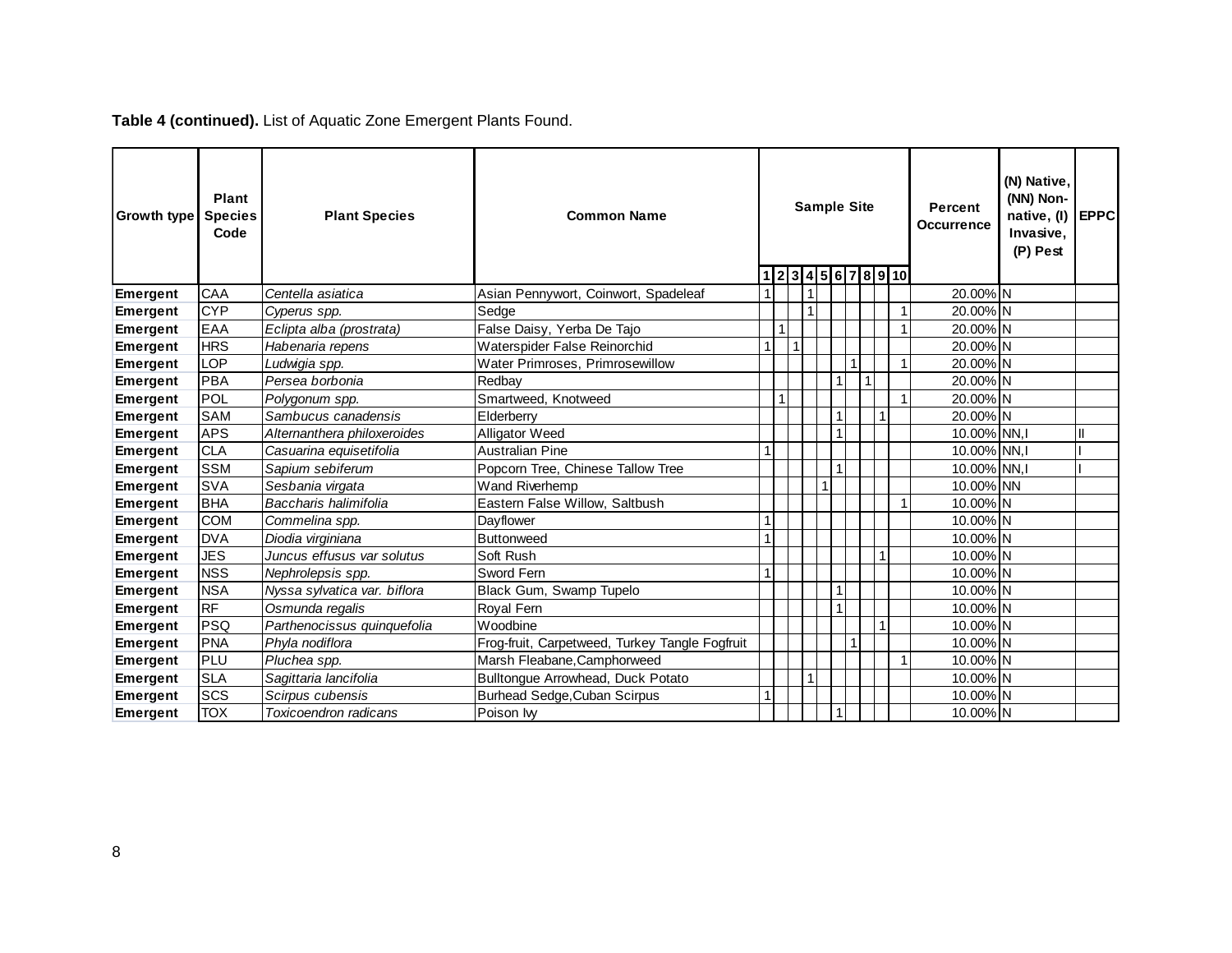**Table 4 (continued).** List of Aquatic Zone Emergent Plants Found.

| Growth type | Plant Species Code | Plant Species | Common Name | Sample Site | | | | | | | | | | Percent Occurrence | (N) Native, (NN) Non-native, (I) Invasive, (P) Pest | EPPC |
|---|---|---|---|---|---|---|---|---|---|---|---|---|---|---|---|---|
| | | | | 1 | 2 | 3 | 4 | 5 | 6 | 7 | 8 | 9 | 10 | | | |
| **Emergent** | CAA | *Centella asiatica* | Asian Pennywort, Coinwort, Spadeleaf | 1 | | | 1 | | | | | | | 20.00% | N | |
| **Emergent** | CYP | *Cyperus spp.* | Sedge | | | | 1 | | | | | | 1 | 20.00% | N | |
| **Emergent** | EAA | *Eclipta alba (prostrata)* | False Daisy, Yerba De Tajo | | 1 | | | | | | | | 1 | 20.00% | N | |
| **Emergent** | HRS | *Habenaria repens* | Waterspider False Reinorchid | 1 | | 1 | | | | | | | | 20.00% | N | |
| **Emergent** | LOP | *Ludwigia spp.* | Water Primroses, Primrosewillow | | | | | | | 1 | | | 1 | 20.00% | N | |
| **Emergent** | PBA | *Persea borbonia* | Redbay | | | | | | 1 | | 1 | | | 20.00% | N | |
| **Emergent** | POL | *Polygonum spp.* | Smartweed, Knotweed | | 1 | | | | | | | | 1 | 20.00% | N | |
| **Emergent** | SAM | *Sambucus canadensis* | Elderberry | | | | | | 1 | | | 1 | | 20.00% | N | |
| **Emergent** | APS | *Alternanthera philoxeroides* | Alligator Weed | | | | | | 1 | | | | | 10.00% | NN,I | II |
| **Emergent** | CLA | *Casuarina equisetifolia* | Australian Pine | 1 | | | | | | | | | | 10.00% | NN,I | I |
| **Emergent** | SSM | *Sapium sebiferum* | Popcorn Tree, Chinese Tallow Tree | | | | | | 1 | | | | | 10.00% | NN,I | I |
| **Emergent** | SVA | *Sesbania virgata* | Wand Riverhemp | | | | | 1 | | | | | | 10.00% | NN | |
| **Emergent** | BHA | *Baccharis halimifolia* | Eastern False Willow, Saltbush | | | | | | | | | | 1 | 10.00% | N | |
| **Emergent** | COM | *Commelina spp.* | Dayflower | 1 | | | | | | | | | | 10.00% | N | |
| **Emergent** | DVA | *Diodia virginiana* | Buttonweed | 1 | | | | | | | | | | 10.00% | N | |
| **Emergent** | JES | *Juncus effusus var solutus* | Soft Rush | | | | | | | | | 1 | | 10.00% | N | |
| **Emergent** | NSS | *Nephrolepsis spp.* | Sword Fern | 1 | | | | | | | | | | 10.00% | N | |
| **Emergent** | NSA | *Nyssa sylvatica var. biflora* | Black Gum, Swamp Tupelo | | | | | | 1 | | | | | 10.00% | N | |
| **Emergent** | RF | *Osmunda regalis* | Royal Fern | | | | | | 1 | | | | | 10.00% | N | |
| **Emergent** | PSQ | *Parthenocissus quinquefolia* | Woodbine | | | | | | | | | 1 | | 10.00% | N | |
| **Emergent** | PNA | *Phyla nodiflora* | Frog-fruit, Carpetweed, Turkey Tangle Fogfruit | | | | | | | 1 | | | | 10.00% | N | |
| **Emergent** | PLU | *Pluchea spp.* | Marsh Fleabane,Camphorweed | | | | | | | | | | 1 | 10.00% | N | |
| **Emergent** | SLA | *Sagittaria lancifolia* | Bulltongue Arrowhead, Duck Potato | | | | 1 | | | | | | | 10.00% | N | |
| **Emergent** | SCS | *Scirpus cubensis* | Burhead Sedge,Cuban Scirpus | 1 | | | | | | | | | | 10.00% | N | |
| **Emergent** | TOX | *Toxicoendron radicans* | Poison Ivy | | | | | | 1 | | | | | 10.00% | N | |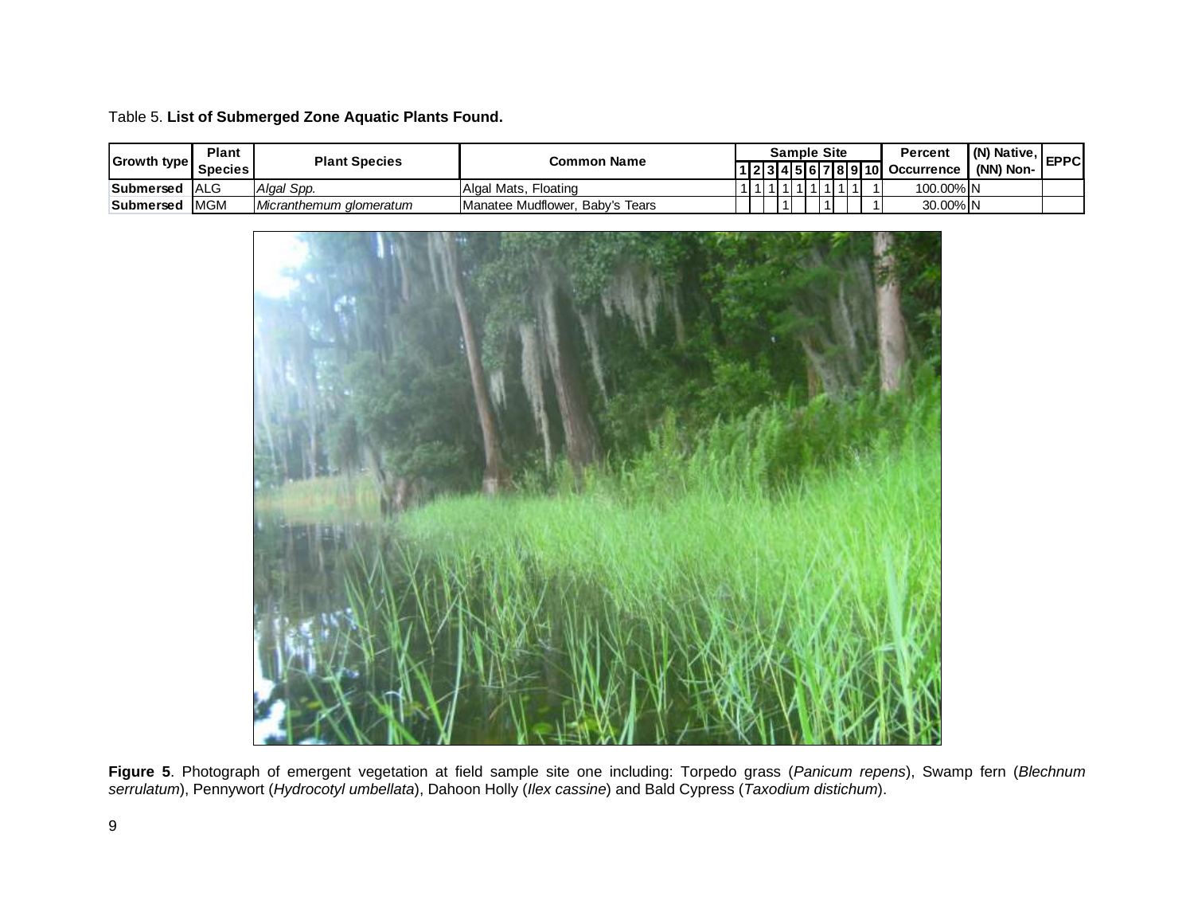Table 5. **List of Submerged Zone Aquatic Plants Found.**

| Growth type | Plant Species | Plant Species | Common Name | Sample Site | | | | | | | | | | Percent Occurrence | (N) Native, (NN) Non- | EPPC |
|---|---|---|---|---|---|---|---|---|---|---|---|---|---|---|---|---|
| | | | | 1 | 2 | 3 | 4 | 5 | 6 | 7 | 8 | 9 | 10 | | | |
| **Submersed** | ALG | *Algal Spp.* | Algal Mats, Floating | 1 | 1 | 1 | 1 | 1 | 1 | 1 | 1 | 1 | 1 | 100.00% | N | |
| **Submersed** | MGM | *Micranthemum glomeratum* | Manatee Mudflower, Baby's Tears | | | | 1 | | | 1 | | | 1 | 30.00% | N | |

**Figure 5**. Photograph of emergent vegetation at field sample site one including: Torpedo grass (*Panicum repens*), Swamp fern (*Blechnum serrulatum*), Pennywort (*Hydrocotyl umbellata*), Dahoon Holly (*Ilex cassine*) and Bald Cypress (*Taxodium distichum*).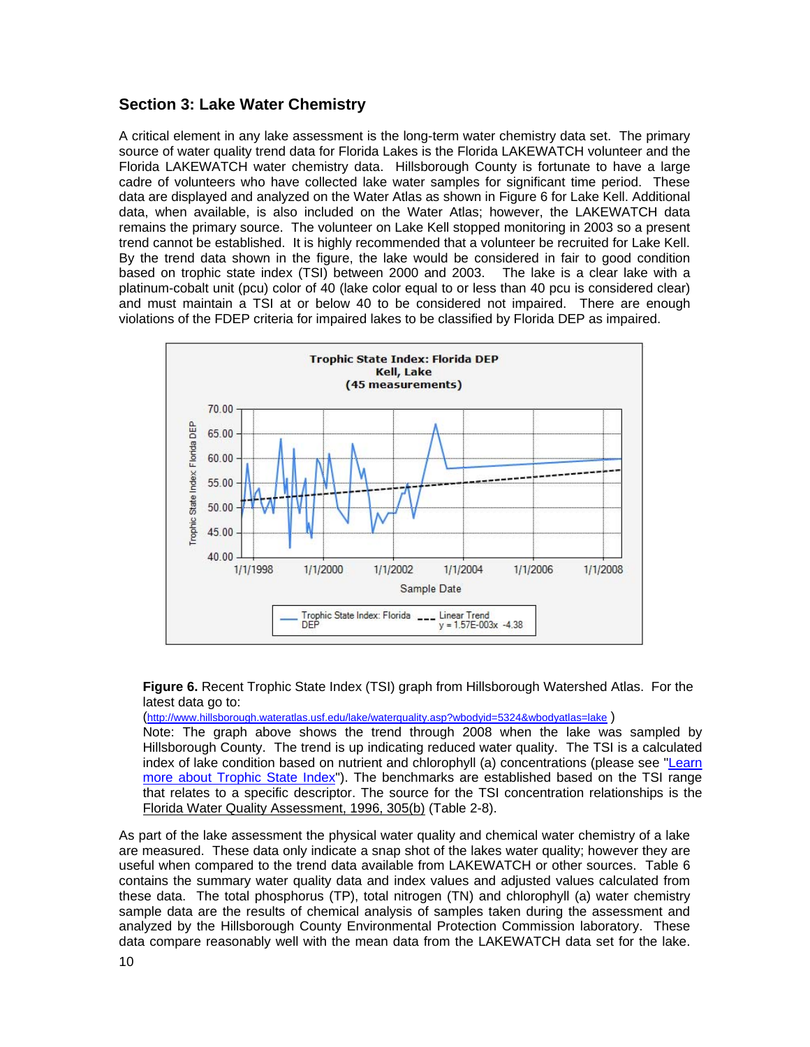## Section 3: Lake Water Chemistry

A critical element in any lake assessment is the long-term water chemistry data set. The primary source of water quality trend data for Florida Lakes is the Florida LAKEWATCH volunteer and the Florida LAKEWATCH water chemistry data. Hillsborough County is fortunate to have a large cadre of volunteers who have collected lake water samples for significant time period. These data are displayed and analyzed on the Water Atlas as shown in Figure 6 for Lake Kell. Additional data, when available, is also included on the Water Atlas; however, the LAKEWATCH data remains the primary source. The volunteer on Lake Kell stopped monitoring in 2003 so a present trend cannot be established. It is highly recommended that a volunteer be recruited for Lake Kell. By the trend data shown in the figure, the lake would be considered in fair to good condition based on trophic state index (TSI) between 2000 and 2003. The lake is a clear lake with a platinum-cobalt unit (pcu) color of 40 (lake color equal to or less than 40 pcu is considered clear) and must maintain a TSI at or below 40 to be considered not impaired. There are enough violations of the FDEP criteria for impaired lakes to be classified by Florida DEP as impaired.

**Figure 6.** Recent Trophic State Index (TSI) graph from Hillsborough Watershed Atlas. For the latest data go to:
(http://www.hillsborough.wateratlas.usf.edu/lake/waterquality.asp?wbodyid=5324&wbodyatlas=lake )
Note: The graph above shows the trend through 2008 when the lake was sampled by Hillsborough County. The trend is up indicating reduced water quality. The TSI is a calculated index of lake condition based on nutrient and chlorophyll (a) concentrations (please see "Learn more about Trophic State Index"). The benchmarks are established based on the TSI range that relates to a specific descriptor. The source for the TSI concentration relationships is the Florida Water Quality Assessment, 1996, 305(b) (Table 2-8).

As part of the lake assessment the physical water quality and chemical water chemistry of a lake are measured. These data only indicate a snap shot of the lakes water quality; however they are useful when compared to the trend data available from LAKEWATCH or other sources. Table 6 contains the summary water quality data and index values and adjusted values calculated from these data. The total phosphorus (TP), total nitrogen (TN) and chlorophyll (a) water chemistry sample data are the results of chemical analysis of samples taken during the assessment and analyzed by the Hillsborough County Environmental Protection Commission laboratory. These data compare reasonably well with the mean data from the LAKEWATCH data set for the lake.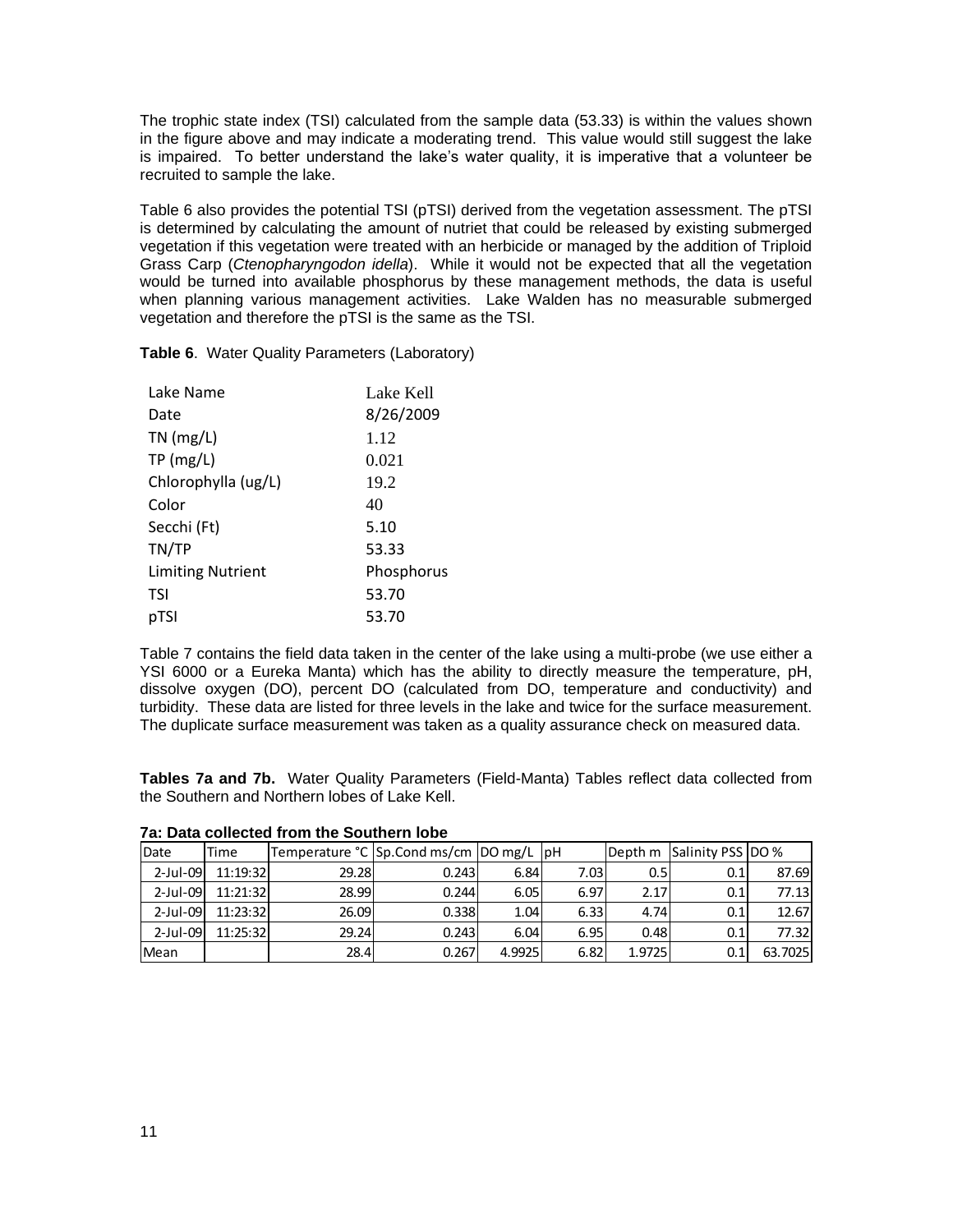The trophic state index (TSI) calculated from the sample data (53.33) is within the values shown in the figure above and may indicate a moderating trend. This value would still suggest the lake is impaired. To better understand the lake's water quality, it is imperative that a volunteer be recruited to sample the lake.

Table 6 also provides the potential TSI (pTSI) derived from the vegetation assessment. The pTSI is determined by calculating the amount of nutriet that could be released by existing submerged vegetation if this vegetation were treated with an herbicide or managed by the addition of Triploid Grass Carp (*Ctenopharyngodon idella*). While it would not be expected that all the vegetation would be turned into available phosphorus by these management methods, the data is useful when planning various management activities. Lake Walden has no measurable submerged vegetation and therefore the pTSI is the same as the TSI.

**Table 6**. Water Quality Parameters (Laboratory)

| | |
|---|---|
| Lake Name | Lake Kell |
| Date | 8/26/2009 |
| TN (mg/L) | 1.12 |
| TP (mg/L) | 0.021 |
| Chlorophylla (ug/L) | 19.2 |
| Color | 40 |
| Secchi (Ft) | 5.10 |
| TN/TP | 53.33 |
| Limiting Nutrient | Phosphorus |
| TSI | 53.70 |
| pTSI | 53.70 |

Table 7 contains the field data taken in the center of the lake using a multi-probe (we use either a YSI 6000 or a Eureka Manta) which has the ability to directly measure the temperature, pH, dissolve oxygen (DO), percent DO (calculated from DO, temperature and conductivity) and turbidity. These data are listed for three levels in the lake and twice for the surface measurement. The duplicate surface measurement was taken as a quality assurance check on measured data.

**Tables 7a and 7b.** Water Quality Parameters (Field-Manta) Tables reflect data collected from the Southern and Northern lobes of Lake Kell.

**7a: Data collected from the Southern lobe**

| Date | Time | Temperature °C | Sp.Cond ms/cm | DO mg/L | pH | Depth m | Salinity PSS | DO % |
|---|---|---|---|---|---|---|---|---|
| 2-Jul-09 | 11:19:32 | 29.28 | 0.243 | 6.84 | 7.03 | 0.5 | 0.1 | 87.69 |
| 2-Jul-09 | 11:21:32 | 28.99 | 0.244 | 6.05 | 6.97 | 2.17 | 0.1 | 77.13 |
| 2-Jul-09 | 11:23:32 | 26.09 | 0.338 | 1.04 | 6.33 | 4.74 | 0.1 | 12.67 |
| 2-Jul-09 | 11:25:32 | 29.24 | 0.243 | 6.04 | 6.95 | 0.48 | 0.1 | 77.32 |
| Mean | | 28.4 | 0.267 | 4.9925 | 6.82 | 1.9725 | 0.1 | 63.7025 |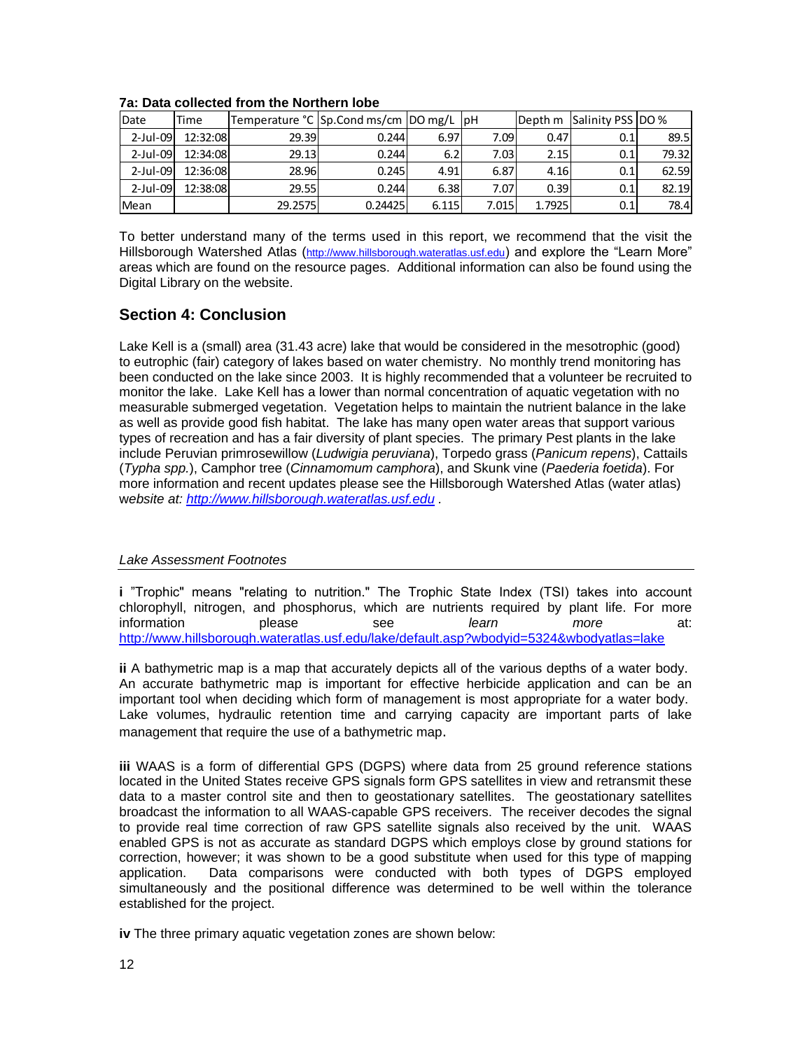**7a: Data collected from the Northern lobe**

| Date | Time | Temperature °C | Sp.Cond ms/cm | DO mg/L | pH | Depth m | Salinity PSS | DO % |
|---|---|---|---|---|---|---|---|---|
| 2-Jul-09 | 12:32:08 | 29.39 | 0.244 | 6.97 | 7.09 | 0.47 | 0.1 | 89.5 |
| 2-Jul-09 | 12:34:08 | 29.13 | 0.244 | 6.2 | 7.03 | 2.15 | 0.1 | 79.32 |
| 2-Jul-09 | 12:36:08 | 28.96 | 0.245 | 4.91 | 6.87 | 4.16 | 0.1 | 62.59 |
| 2-Jul-09 | 12:38:08 | 29.55 | 0.244 | 6.38 | 7.07 | 0.39 | 0.1 | 82.19 |
| Mean | | 29.2575 | 0.24425 | 6.115 | 7.015 | 1.7925 | 0.1 | 78.4 |

To better understand many of the terms used in this report, we recommend that the visit the Hillsborough Watershed Atlas (http://www.hillsborough.wateratlas.usf.edu) and explore the "Learn More" areas which are found on the resource pages. Additional information can also be found using the Digital Library on the website.

## Section 4: Conclusion

Lake Kell is a (small) area (31.43 acre) lake that would be considered in the mesotrophic (good) to eutrophic (fair) category of lakes based on water chemistry. No monthly trend monitoring has been conducted on the lake since 2003. It is highly recommended that a volunteer be recruited to monitor the lake. Lake Kell has a lower than normal concentration of aquatic vegetation with no measurable submerged vegetation. Vegetation helps to maintain the nutrient balance in the lake as well as provide good fish habitat. The lake has many open water areas that support various types of recreation and has a fair diversity of plant species. The primary Pest plants in the lake include Peruvian primrosewillow (*Ludwigia peruviana*), Torpedo grass (*Panicum repens*), Cattails (*Typha spp.*), Camphor tree (*Cinnamomum camphora*), and Skunk vine (*Paederia foetida*). For more information and recent updates please see the Hillsborough Watershed Atlas (water atlas) w*ebsite at: [http://www.hillsborough.wateratlas.usf.edu](http://www.hillsborough.wateratlas.usf.edu) .*

*Lake Assessment Footnotes*

**i** "Trophic" means "relating to nutrition." The Trophic State Index (TSI) takes into account chlorophyll, nitrogen, and phosphorus, which are nutrients required by plant life. For more information please see *learn more* at: http://www.hillsborough.wateratlas.usf.edu/lake/default.asp?wbodyid=5324&wbodyatlas=lake

**ii** A bathymetric map is a map that accurately depicts all of the various depths of a water body. An accurate bathymetric map is important for effective herbicide application and can be an important tool when deciding which form of management is most appropriate for a water body. Lake volumes, hydraulic retention time and carrying capacity are important parts of lake management that require the use of a bathymetric map.

**iii** WAAS is a form of differential GPS (DGPS) where data from 25 ground reference stations located in the United States receive GPS signals form GPS satellites in view and retransmit these data to a master control site and then to geostationary satellites. The geostationary satellites broadcast the information to all WAAS-capable GPS receivers. The receiver decodes the signal to provide real time correction of raw GPS satellite signals also received by the unit. WAAS enabled GPS is not as accurate as standard DGPS which employs close by ground stations for correction, however; it was shown to be a good substitute when used for this type of mapping application. Data comparisons were conducted with both types of DGPS employed simultaneously and the positional difference was determined to be well within the tolerance established for the project.

**iv** The three primary aquatic vegetation zones are shown below: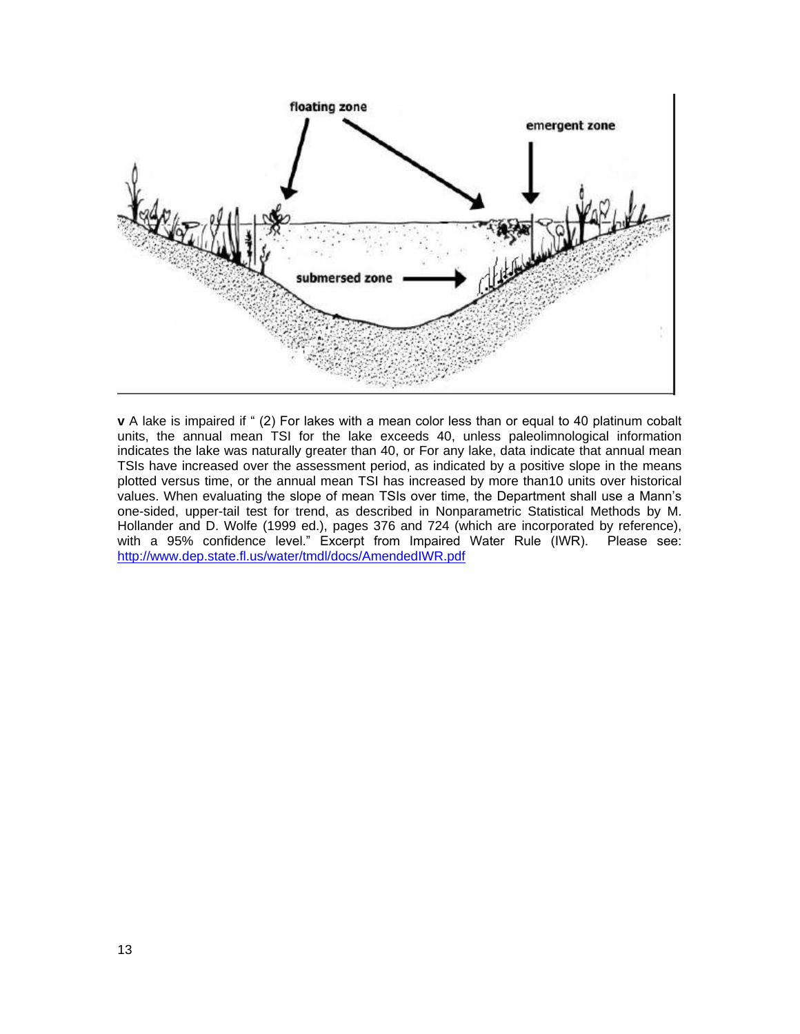floating zone

emergent zone

submersed zone

**v** A lake is impaired if " (2) For lakes with a mean color less than or equal to 40 platinum cobalt units, the annual mean TSI for the lake exceeds 40, unless paleolimnological information indicates the lake was naturally greater than 40, or For any lake, data indicate that annual mean TSIs have increased over the assessment period, as indicated by a positive slope in the means plotted versus time, or the annual mean TSI has increased by more than10 units over historical values. When evaluating the slope of mean TSIs over time, the Department shall use a Mann's one-sided, upper-tail test for trend, as described in Nonparametric Statistical Methods by M. Hollander and D. Wolfe (1999 ed.), pages 376 and 724 (which are incorporated by reference), with a 95% confidence level." Excerpt from Impaired Water Rule (IWR). Please see: [http://www.dep.state.fl.us/water/tmdl/docs/AmendedIWR.pdf](http://www.dep.state.fl.us/water/tmdl/docs/AmendedIWR.pdf)